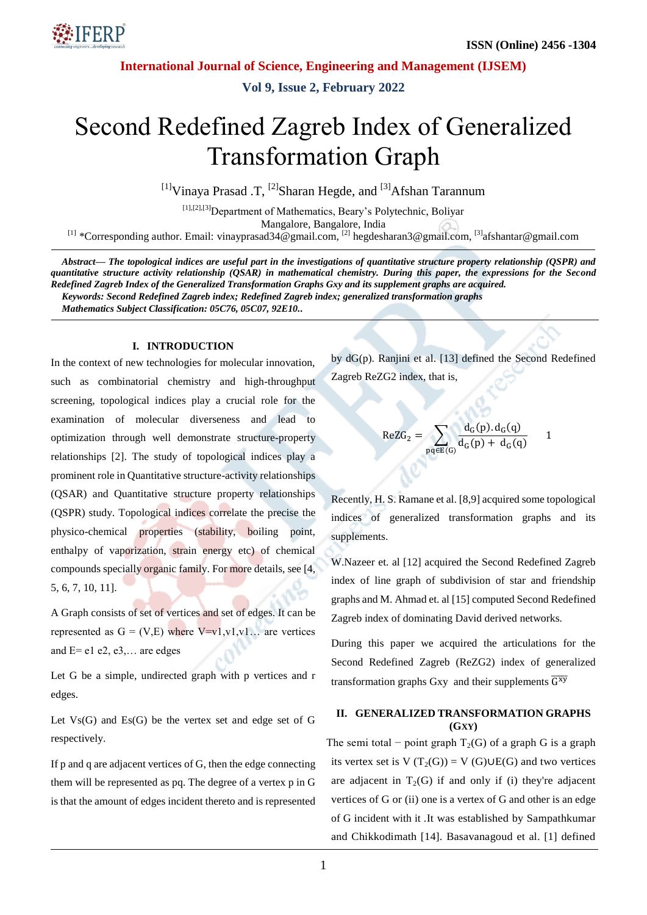# Second Redefined Zagreb Index of Generalized Transformation Graph

[1]Vinaya Prasad .T, [2]Sharan Hegde, and [3]Afshan Tarannum

[1],[2],[3]Department of Mathematics, Beary's Polytechnic, Boliyar
Mangalore, Bangalore, India
[1] *Corresponding author. Email: vinayprasad34@gmail.com, [2] hegdesharan3@gmail.com, [3]afshantar@gmail.com

***Abstract***— ***The topological indices are useful part in the investigations of quantitative structure property relationship (QSPR) and quantitative structure activity relationship (QSAR) in mathematical chemistry. During this paper, the expressions for the Second Redefined Zagreb Index of the Generalized Transformation Graphs Gxy and its supplement graphs are acquired.***

***Keywords: Second Redefined Zagreb index; Redefined Zagreb index; generalized transformation graphs***

***Mathematics Subject Classification: 05C76, 05C07, 92E10..***

## I. INTRODUCTION

In the context of new technologies for molecular innovation, such as combinatorial chemistry and high-throughput screening, topological indices play a crucial role for the examination of molecular diverseness and lead to optimization through well demonstrate structure-property relationships [2]. The study of topological indices play a prominent role in Quantitative structure-activity relationships (QSAR) and Quantitative structure property relationships (QSPR) study. Topological indices correlate the precise the physico-chemical properties (stability, boiling point, enthalpy of vaporization, strain energy etc) of chemical compounds specially organic family. For more details, see [4, 5, 6, 7, 10, 11].

A Graph consists of set of vertices and set of edges. It can be represented as G = (V,E) where V=v1,v1,v1… are vertices and E= e1 e2, e3,… are edges

Let G be a simple, undirected graph with p vertices and r edges.

Let Vs(G) and Es(G) be the vertex set and edge set of G respectively.

If p and q are adjacent vertices of G, then the edge connecting them will be represented as pq. The degree of a vertex p in G is that the amount of edges incident thereto and is represented by dG(p). Ranjini et al. [13] defined the Second Redefined Zagreb ReZG2 index, that is,

$$\mathrm{ReZG}_2 = \sum_{pq\in E(G)} \frac{d_G(p).d_G(q)}{d_G(p) + d_G(q)} \qquad 1$$

Recently, H. S. Ramane et al. [8,9] acquired some topological indices of generalized transformation graphs and its supplements.

W.Nazeer et. al [12] acquired the Second Redefined Zagreb index of line graph of subdivision of star and friendship graphs and M. Ahmad et. al [15] computed Second Redefined Zagreb index of dominating David derived networks.

During this paper we acquired the articulations for the Second Redefined Zagreb (ReZG2) index of generalized transformation graphs Gxy and their supplements $\overline{G^{xy}}$

## II. GENERALIZED TRANSFORMATION GRAPHS (GXY)

The semi total − point graph $T_2(G)$ of a graph G is a graph its vertex set is V $(T_2(G))$ = V (G)∪E(G) and two vertices are adjacent in $T_2(G)$ if and only if (i) they're adjacent vertices of G or (ii) one is a vertex of G and other is an edge of G incident with it .It was established by Sampathkumar and Chikkodimath [14]. Basavanagoud et al. [1] defined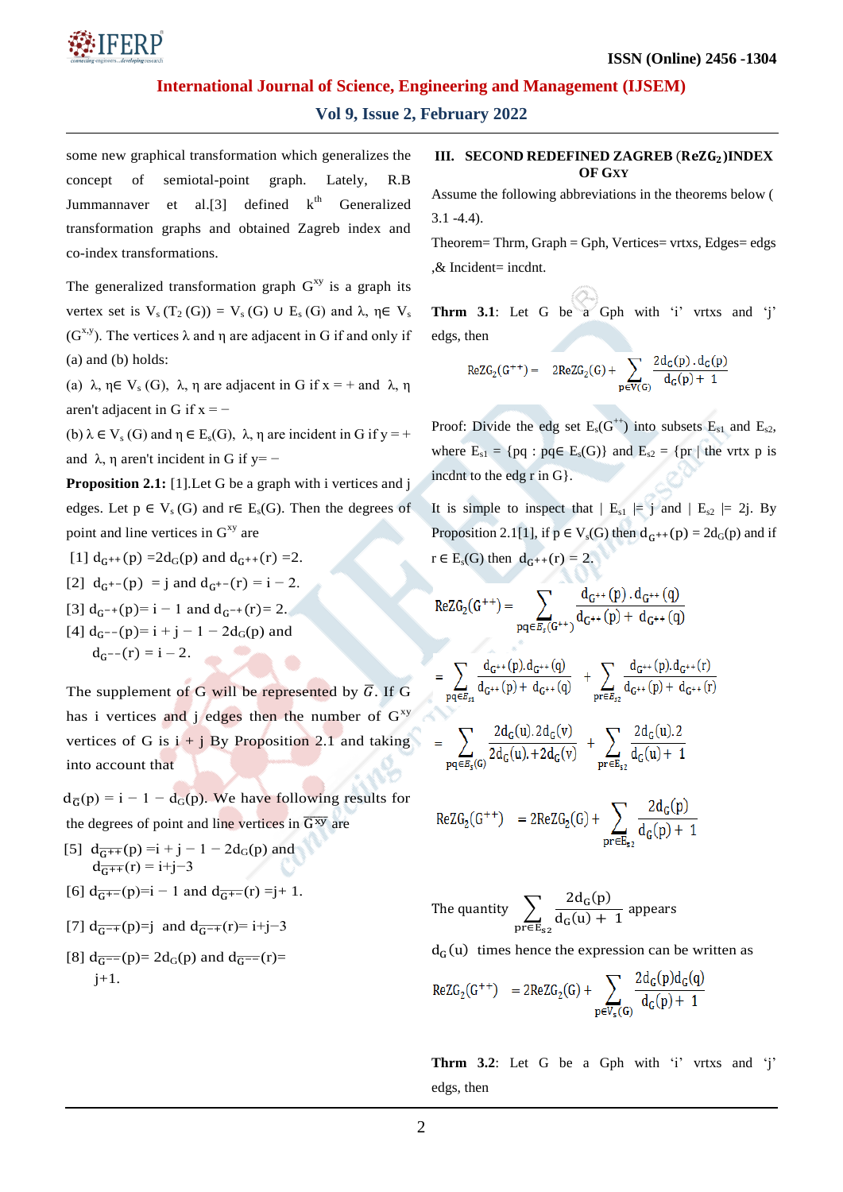some new graphical transformation which generalizes the concept of semiotal-point graph. Lately, R.B Jummannaver et al.[3] defined $k^{th}$ Generalized transformation graphs and obtained Zagreb index and co-index transformations.

The generalized transformation graph $G^{xy}$ is a graph its vertex set is $V_s(T_2(G)) = V_s(G) \cup E_s(G)$ and $\lambda, \eta \in V_s(G^{x,y})$. The vertices $\lambda$ and $\eta$ are adjacent in G if and only if (a) and (b) holds:

(a) $\lambda, \eta \in V_s(G)$, $\lambda, \eta$ are adjacent in G if $x = +$ and $\lambda, \eta$ aren't adjacent in G if $x = -$

(b) $\lambda \in V_s(G)$ and $\eta \in E_s(G)$, $\lambda, \eta$ are incident in G if $y = +$ and $\lambda, \eta$ aren't incident in G if $y = -$

**Proposition 2.1:** [1].Let G be a graph with i vertices and j edges. Let $p \in V_s(G)$ and $r \in E_s(G)$. Then the degrees of point and line vertices in $G^{xy}$ are

[1] $d_{G^{++}}(p) = 2d_G(p)$ and $d_{G^{++}}(r) = 2$.

[2] $d_{G^{+-}}(p) = j$ and $d_{G^{+-}}(r) = i - 2$.

[3] $d_{G^{-+}}(p) = i - 1$ and $d_{G^{-+}}(r) = 2$.

[4] $d_{G^{--}}(p) = i + j - 1 - 2d_G(p)$ and $d_{G^{--}}(r) = i - 2$.

The supplement of G will be represented by $\overline{G}$. If G has i vertices and j edges then the number of $G^{xy}$ vertices of G is i + j By Proposition 2.1 and taking into account that

$d_{\overline{G}}(p) = i - 1 - d_G(p)$. We have following results for the degrees of point and line vertices in $\overline{G^{xy}}$ are

[5] $d_{\overline{G^{++}}}(p) = i + j - 1 - 2d_G(p)$ and $d_{\overline{G^{++}}}(r) = i+j-3$

[6] $d_{\overline{G^{+-}}}(p) = i - 1$ and $d_{\overline{G^{+-}}}(r) = j + 1$.

[7] $d_{\overline{G^{-+}}}(p) = j$ and $d_{\overline{G^{-+}}}(r) = i+j-3$

[8] $d_{\overline{G^{--}}}(p) = 2d_G(p)$ and $d_{\overline{G^{--}}}(r) = j+1$.

## III. SECOND REDEFINED ZAGREB ($ReZG_2$) INDEX OF $G^{XY}$

Assume the following abbreviations in the theorems below ( 3.1 -4.4).

Theorem= Thrm, Graph = Gph, Vertices= vrtxs, Edges= edgs ,& Incident= incdnt.

**Thrm 3.1**: Let G be a Gph with 'i' vrtxs and 'j' edgs, then

$$ReZG_2(G^{++}) = 2ReZG_2(G) + \sum_{p \in V(G)} \frac{2d_G(p).d_G(p)}{d_G(p) + 1}$$

Proof: Divide the edg set $E_s(G^{++})$ into subsets $E_{s1}$ and $E_{s2}$, where $E_{s1} = \{pq : pq \in E_s(G)\}$ and $E_{s2} = \{pr \mid$ the vrtx p is incdnt to the edg r in G$\}$.

It is simple to inspect that $|E_{s1}| = j$ and $|E_{s2}| = 2j$. By Proposition 2.1[1], if $p \in V_s(G)$ then $d_{G^{++}}(p) = 2d_G(p)$ and if $r \in E_s(G)$ then $d_{G^{++}}(r) = 2$.

$$ReZG_2(G^{++}) = \sum_{pq \in E_s(G^{++})} \frac{d_{G^{++}}(p).d_{G^{++}}(q)}{d_{G^{++}}(p) + d_{G^{++}}(q)}$$

$$= \sum_{pq \in E_{s1}} \frac{d_{G^{++}}(p).d_{G^{++}}(q)}{d_{G^{++}}(p) + d_{G^{++}}(q)} + \sum_{pr \in E_{s2}} \frac{d_{G^{++}}(p).d_{G^{++}}(r)}{d_{G^{++}}(p) + d_{G^{++}}(r)}$$

$$= \sum_{pq \in E_s(G)} \frac{2d_G(u).2d_G(v)}{2d_G(u).+2d_G(v)} + \sum_{pr \in E_{s2}} \frac{2d_G(u).2}{d_G(u) + 1}$$

$$ReZG_2(G^{++}) = 2ReZG_2(G) + \sum_{pr \in E_{s2}} \frac{2d_G(p)}{d_G(p) + 1}$$

The quantity $\sum_{pr \in E_{s2}} \frac{2d_G(p)}{d_G(u) + 1}$ appears

$d_G(u)$ times hence the expression can be written as

$$ReZG_2(G^{++}) = 2ReZG_2(G) + \sum_{p \in V_s(G)} \frac{2d_G(p)d_G(q)}{d_G(p) + 1}$$

**Thrm 3.2**: Let G be a Gph with 'i' vrtxs and 'j' edgs, then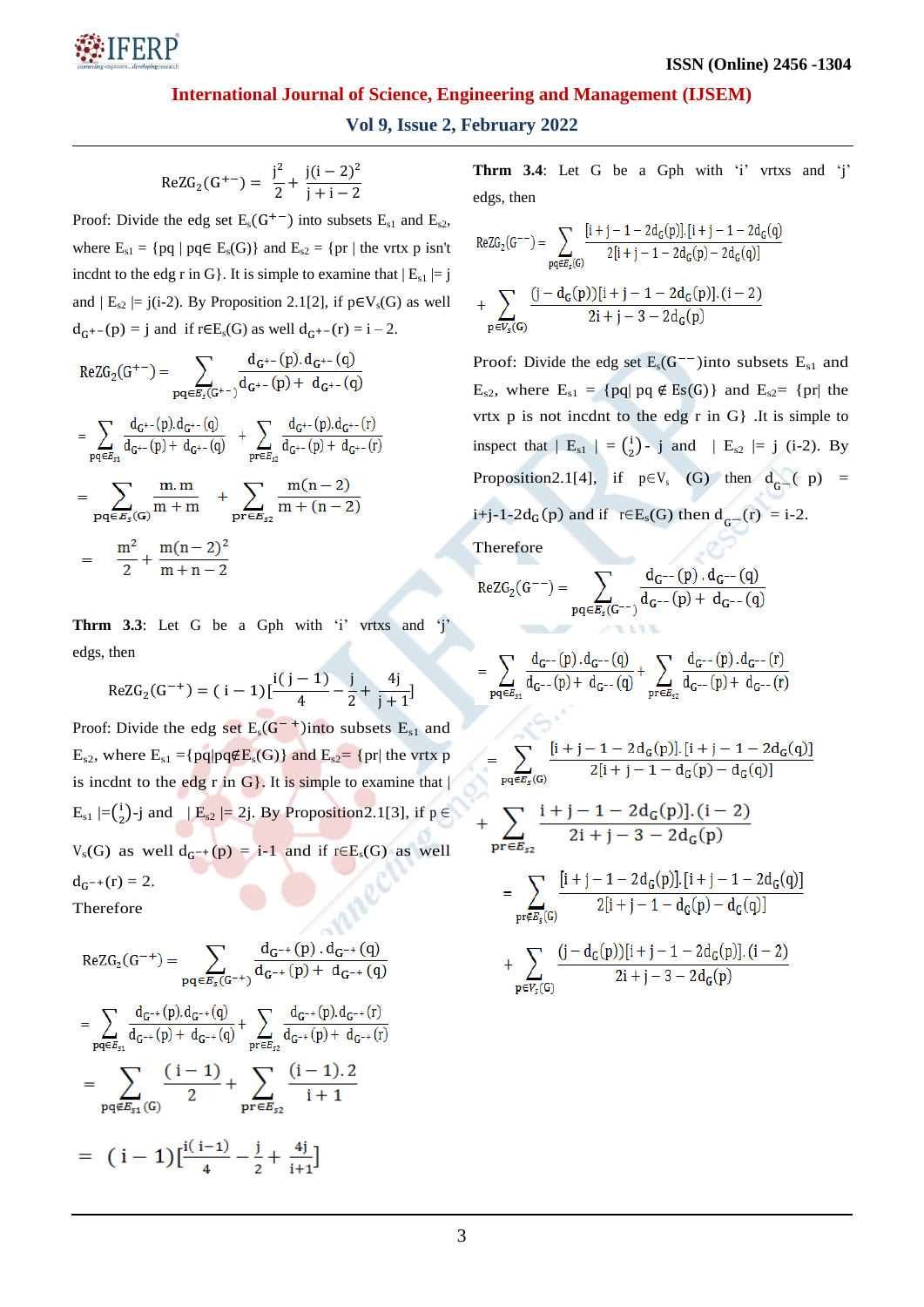$$ReZG_2(G^{+-}) = \frac{j^2}{2} + \frac{j(i-2)^2}{j+i-2}$$

Proof: Divide the edg set $E_s(G^{+-})$ into subsets $E_{s1}$ and $E_{s2}$, where $E_{s1}$ = {pq | pq∈ $E_s(G)$} and $E_{s2}$ = {pr | the vrtx p isn't incdnt to the edg r in G}. It is simple to examine that | $E_{s1}$ |= j and | $E_{s2}$ |= j(i-2). By Proposition 2.1[2], if p∈$V_s(G)$ as well $d_{G^{+-}}(p) = j$ and if r∈$E_s(G)$ as well $d_{G^{+-}}(r) = i - 2$.

$$ReZG_2(G^{+-}) = \sum_{pq\in E_s(G^{+-})} \frac{d_{G^{+-}}(p).d_{G^{+-}}(q)}{d_{G^{+-}}(p) + d_{G^{+-}}(q)}$$

$$= \sum_{pq\in E_{s1}} \frac{d_{G^{+-}}(p).d_{G^{+-}}(q)}{d_{G^{+-}}(p) + d_{G^{+-}}(q)} + \sum_{pr\in E_{s2}} \frac{d_{G^{+-}}(p).d_{G^{+-}}(r)}{d_{G^{+-}}(p) + d_{G^{+-}}(r)}$$

$$= \sum_{pq\in E_s(G)} \frac{m.m}{m+m} + \sum_{pr\in E_{s2}} \frac{m(n-2)}{m+(n-2)}$$

$$= \frac{m^2}{2} + \frac{m(n-2)^2}{m+n-2}$$

**Thrm 3.3**: Let G be a Gph with ‘i’ vrtxs and ‘j’ edgs, then

$$ReZG_2(G^{-+}) = (i-1)\left[\frac{i(j-1)}{4} - \frac{j}{2} + \frac{4j}{j+1}\right]$$

Proof: Divide the edg set $E_s(G^{-+})$into subsets $E_{s1}$ and $E_{s2}$, where $E_{s1}$ ={pq|pq∉$E_s(G)$} and $E_{s2}$= {pr| the vrtx p is incdnt to the edg r in G}. It is simple to examine that | $E_{s1}$ |=$\binom{i}{2}$-j and | $E_{s2}$ |= 2j. By Proposition2.1[3], if p ∈ $V_s(G)$ as well $d_{G^{-+}}(p)$ = i-1 and if r∈$E_s(G)$ as well $d_{G^{-+}}(r) = 2$.

Therefore

$$ReZG_2(G^{-+}) = \sum_{pq\in E_s(G^{-+})} \frac{d_{G^{-+}}(p).d_{G^{-+}}(q)}{d_{G^{-+}}(p) + d_{G^{-+}}(q)}$$

$$= \sum_{pq\in E_{s1}} \frac{d_{G^{-+}}(p).d_{G^{-+}}(q)}{d_{G^{-+}}(p) + d_{G^{-+}}(q)} + \sum_{pr\in E_{s2}} \frac{d_{G^{-+}}(p).d_{G^{-+}}(r)}{d_{G^{-+}}(p) + d_{G^{-+}}(r)}$$

$$= \sum_{pq\notin E_{s1}(G)} \frac{(i-1)}{2} + \sum_{pr\in E_{s2}} \frac{(i-1).2}{i+1}$$

$$= (i-1)\left[\frac{i(i-1)}{4} - \frac{j}{2} + \frac{4j}{i+1}\right]$$

**Thrm 3.4**: Let G be a Gph with ‘i’ vrtxs and ‘j’ edgs, then

$$ReZG_2(G^{--}) = \sum_{pq\notin E_s(G)} \frac{[i+j-1-2d_G(p)].[i+j-1-2d_G(q)]}{2[i+j-1-2d_G(p)-2d_G(q)]}$$

$$+ \sum_{p\in V_s(G)} \frac{(j-d_G(p))[i+j-1-2d_G(p)].(i-2)}{2i+j-3-2d_G(p)}$$

Proof: Divide the edg set $E_s(G^{--})$into subsets $E_{s1}$ and $E_{s2}$, where $E_{s1}$ = {pq| pq ∉ Es(G)} and $E_{s2}$= {pr| the vrtx p is not incdnt to the edg r in G} .It is simple to inspect that | $E_{s1}$ | = $\binom{i}{2}$- j and | $E_{s2}$ |= j (i-2). By Proposition2.1[4], if p∈$V_s$ (G) then $d_{G^{--}}(p)$ = i+j-1-2$d_G(p)$ and if r∈$E_s(G)$ then $d_{G^{--}}(r)$ = i-2.

Therefore

$$ReZG_2(G^{--}) = \sum_{pq\in E_s(G^{--})} \frac{d_{G^{--}}(p).d_{G^{--}}(q)}{d_{G^{--}}(p) + d_{G^{--}}(q)}$$

$$= \sum_{pq\in E_{s1}} \frac{d_{G^{--}}(p).d_{G^{--}}(q)}{d_{G^{--}}(p) + d_{G^{--}}(q)} + \sum_{pr\in E_{s2}} \frac{d_{G^{--}}(p).d_{G^{--}}(r)}{d_{G^{--}}(p) + d_{G^{--}}(r)}$$

$$= \sum_{pq\notin E_s(G)} \frac{[i+j-1-2d_G(p)].[i+j-1-2d_G(q)]}{2[i+j-1-d_G(p)-d_G(q)]}$$

$$+ \sum_{pr\in E_{s2}} \frac{i+j-1-2d_G(p)].(i-2)}{2i+j-3-2d_G(p)}$$

$$= \sum_{pq\notin E_s(G)} \frac{[i+j-1-2d_G(p)].[i+j-1-2d_G(q)]}{2[i+j-1-d_G(p)-d_G(q)]}$$

$$+ \sum_{p\in V_s(G)} \frac{(j-d_G(p))[i+j-1-2d_G(p)].(i-2)}{2i+j-3-2d_G(p)}$$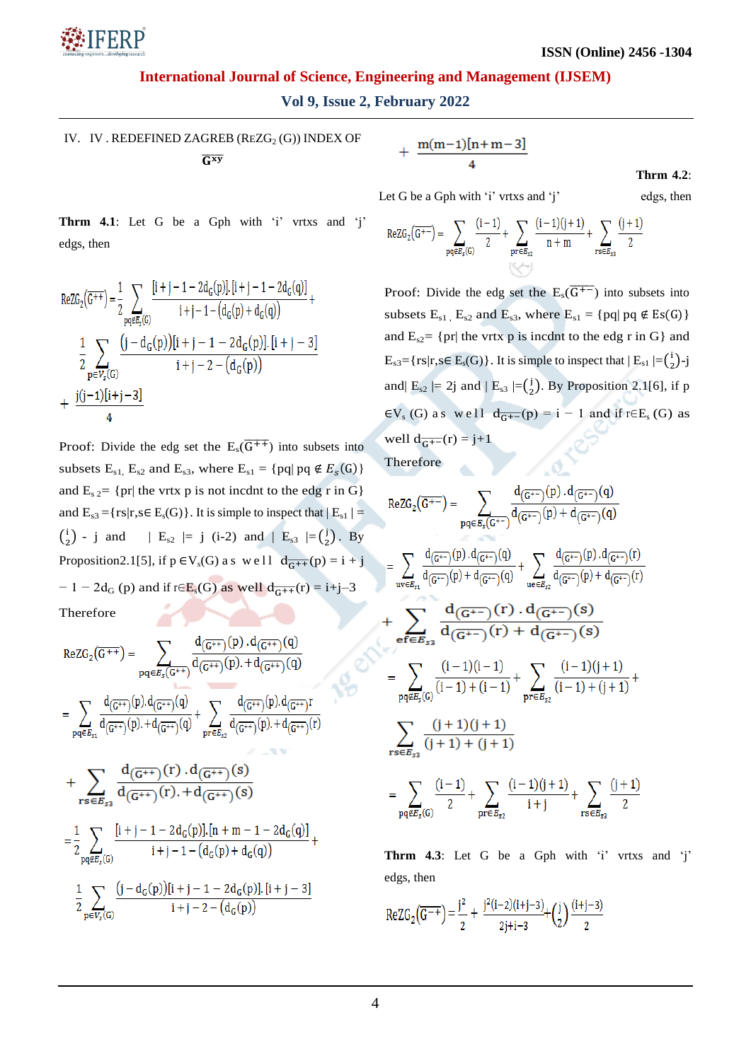## IV. IV . REDEFINED ZAGREB (REZG$_2$ (G)) INDEX OF $\overline{G^{xy}}$

**Thrm 4.1**: Let G be a Gph with 'i' vrtxs and 'j' edgs, then

$$ReZG_2\left(\overline{G^{++}}\right) = \frac{1}{2}\sum_{pq \notin E_s(G)} \frac{[i+j-1-2d_G(p)].[i+j-1-2d_G(q)]}{i+j-1-\left(d_G(p)+d_G(q)\right)} +$$

$$\frac{1}{2}\sum_{p \in V_s(G)} \frac{\left(j-d_G(p)\right)[i+j-1-2d_G(p)].[i+j-3]}{i+j-2-\left(d_G(p)\right)}$$

$$+ \frac{j(j-1)[i+j-3]}{4}$$

Proof: Divide the edg set the $E_s(\overline{G^{++}})$ into subsets into subsets $E_{s1}$, $E_{s2}$ and $E_{s3}$, where $E_{s1}$ = {pq| pq ∉ $E_s$(G)} and $E_{s2}$= {pr| the vrtx p is not incdnt to the edg r in G} and $E_{s3}$ ={rs|r,s∈ $E_s$(G)}. It is simple to inspect that | $E_{s1}$ | = $\binom{i}{2}$ - j and | $E_{s2}$ |= j (i-2) and | $E_{s3}$ |=$\binom{j}{2}$. By Proposition2.1[5], if p ∈$V_s$(G) a s well $d_{\overline{G^{++}}}(p) = i + j - 1 - 2d_G$ (p) and if r∈$E_s$(G) as well $d_{\overline{G^{++}}}(r)$ = i+j−3

Therefore

$$ReZG_2\left(\overline{G^{++}}\right) = \sum_{pq \in E_s\left(\overline{G^{++}}\right)} \frac{d_{\left(\overline{G^{++}}\right)}(p).d_{\left(\overline{G^{++}}\right)}(q)}{d_{\left(\overline{G^{++}}\right)}(p).+d_{\left(\overline{G^{++}}\right)}(q)}$$

$$= \sum_{pq \in E_{s1}} \frac{d_{\left(\overline{G^{++}}\right)}(p).d_{\left(\overline{G^{++}}\right)}(q)}{d_{\left(\overline{G^{++}}\right)}(p).+d_{\left(\overline{G^{++}}\right)}(q)} + \sum_{pr \in E_{s2}} \frac{d_{\left(\overline{G^{++}}\right)}(p).d_{\left(\overline{G^{++}}\right)}r}{d_{\left(\overline{G^{++}}\right)}(p).+d_{\left(\overline{G^{++}}\right)}(r)}$$

$$+ \sum_{rs \in E_{s3}} \frac{d_{\left(\overline{G^{++}}\right)}(r).d_{\left(\overline{G^{++}}\right)}(s)}{d_{\left(\overline{G^{++}}\right)}(r).+d_{\left(\overline{G^{++}}\right)}(s)}$$

$$= \frac{1}{2}\sum_{pq \notin E_s(G)} \frac{[i+j-1-2d_G(p)].[n+m-1-2d_G(q)]}{i+j-1-\left(d_G(p)+d_G(q)\right)} +$$

$$\frac{1}{2}\sum_{p \in V_s(G)} \frac{\left(j-d_G(p)\right)[i+j-1-2d_G(p)].[i+j-3]}{i+j-2-\left(d_G(p)\right)}$$

$$+ \frac{m(m-1)[n+m-3]}{4}$$

**Thrm 4.2**: Let G be a Gph with 'i' vrtxs and 'j' edgs, then

$$ReZG_2\left(\overline{G^{+-}}\right) = \sum_{pq \notin E_s(G)} \frac{(i-1)}{2} + \sum_{pr \in E_{s2}} \frac{(i-1)(j+1)}{n+m} + \sum_{rs \in E_{s3}} \frac{(j+1)}{2}$$

Proof: Divide the edg set the $E_s(\overline{G^{+-}})$ into subsets into subsets $E_{s1}$ , $E_{s2}$ and $E_{s3}$, where $E_{s1}$ = {pq| pq ∉ Es(G)} and $E_{s2}$= {pr| the vrtx p is incdnt to the edg r in G} and $E_{s3}$={rs|r,s∈ $E_s$(G)}. It is simple to inspect that | $E_{s1}$ |=$\binom{i}{2}$-j and| $E_{s2}$ |= 2j and | $E_{s3}$ |=$\binom{j}{2}$. By Proposition 2.1[6], if p ∈$V_s$ (G) as well $d_{\overline{G^{+-}}}(p)$ = i − 1 and if r∈$E_s$ (G) as well $d_{\overline{G^{+-}}}(r)$ = j+1

Therefore

$$ReZG_2\left(\overline{G^{+-}}\right) = \sum_{pq \in E_s\left(\overline{G^{+-}}\right)} \frac{d_{\left(\overline{G^{+-}}\right)}(p).d_{\left(\overline{G^{+-}}\right)}(q)}{d_{\left(\overline{G^{+-}}\right)}(p)+d_{\left(\overline{G^{+-}}\right)}(q)}$$

$$= \sum_{uv \in E_{s1}} \frac{d_{\left(\overline{G^{+-}}\right)}(p).d_{\left(\overline{G^{+-}}\right)}(q)}{d_{\left(\overline{G^{+-}}\right)}(p)+d_{\left(\overline{G^{+-}}\right)}(q)} + \sum_{ue \in E_{s2}} \frac{d_{\left(\overline{G^{+-}}\right)}(p).d_{\left(\overline{G^{+-}}\right)}(r)}{d_{\left(\overline{G^{+-}}\right)}(p)+d_{\left(\overline{G^{+-}}\right)}(r)}$$

$$+ \sum_{ef \in E_{s3}} \frac{d_{\left(\overline{G^{+-}}\right)}(r).d_{\left(\overline{G^{+-}}\right)}(s)}{d_{\left(\overline{G^{+-}}\right)}(r)+d_{\left(\overline{G^{+-}}\right)}(s)}$$

$$= \sum_{pq \notin E_s(G)} \frac{(i-1)(i-1)}{(i-1)+(i-1)} + \sum_{pr \in E_{s2}} \frac{(i-1)(j+1)}{(i-1)+(j+1)} +$$

$$\sum_{rs \in E_{s3}} \frac{(j+1)(j+1)}{(j+1)+(j+1)}$$

$$= \sum_{pq \notin E_s(G)} \frac{(i-1)}{2} + \sum_{pr \in E_{s2}} \frac{(i-1)(j+1)}{i+j} + \sum_{rs \in E_{s3}} \frac{(j+1)}{2}$$

**Thrm 4.3**: Let G be a Gph with 'i' vrtxs and 'j' edgs, then

$$ReZG_2\left(\overline{G^{-+}}\right) = \frac{j^2}{2} + \frac{j^2(i-2)(i+j-3)}{2j+i-3} + \binom{j}{2}\frac{(i+j-3)}{2}$$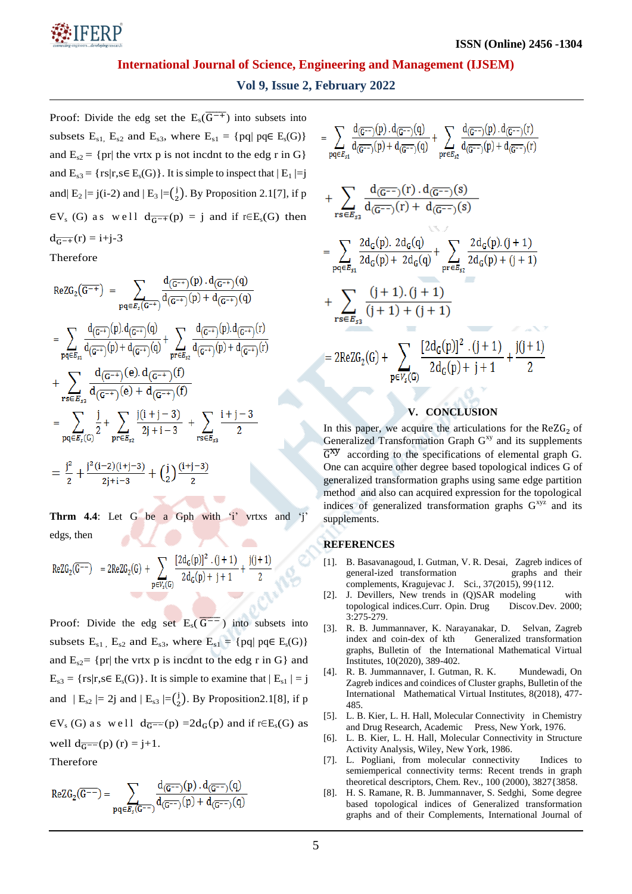Proof: Divide the edg set the $E_s(\overline{G^{-+}})$ into subsets $E_{s1}$, $E_{s2}$ and $E_{s3}$, where $E_{s1}$ = {pq| pq∈ $E_s$(G)} and $E_{s2}$ = {pr| the vrtx p is not incdnt to the edg r in G} and $E_{s3}$ = {rs|r,s∈ $E_s$(G)}. It is simple to inspect that | $E_1$ |=j and| $E_2$ |= j(i-2) and | $E_3$ |=$\binom{j}{2}$. By Proposition 2.1[7], if p ∈$V_s$ (G) as well $d_{\overline{G^{-+}}}(p)$ = j and if r∈$E_s$(G) then $d_{\overline{G^{-+}}}(r)$ = i+j-3

Therefore

$$ReZG_2(\overline{G^{-+}}) = \sum_{pq\in E_s(\overline{G^{-+}})} \frac{d_{(\overline{G^{-+}})}(p).d_{(\overline{G^{-+}})}(q)}{d_{(\overline{G^{-+}})}(p)+d_{(\overline{G^{-+}})}(q)}$$

$$= \sum_{pq\in E_{s1}} \frac{d_{(\overline{G^{-+}})}(p).d_{(\overline{G^{-+}})}(q)}{d_{(\overline{G^{-+}})}(p)+d_{(\overline{G^{-+}})}(q)} + \sum_{pr\in E_{s2}} \frac{d_{(\overline{G^{-+}})}(p).d_{(\overline{G^{-+}})}(r)}{d_{(\overline{G^{-+}})}(p)+d_{(\overline{G^{-+}})}(r)}$$

$$+ \sum_{rs\in E_{s3}} \frac{d_{(\overline{G^{-+}})}(e).d_{(\overline{G^{-+}})}(f)}{d_{(\overline{G^{-+}})}(e)+d_{(\overline{G^{-+}})}(f)}$$

$$= \sum_{pq\in E_s(G)} \frac{j}{2} + \sum_{pr\in E_{s2}} \frac{j(i+j-3)}{2j+i-3} + \sum_{rs\in E_{s3}} \frac{i+j-3}{2}$$

$$= \frac{j^2}{2} + \frac{j^2(i-2)(i+j-3)}{2j+i-3} + \binom{j}{2}\frac{(i+j-3)}{2}$$

**Thrm 4.4**: Let G be a Gph with 'i' vrtxs and 'j' edgs, then

$$ReZG_2(\overline{G^{--}}) = 2ReZG_2(G) + \sum_{p\in V_s(G)} \frac{[2d_G(p)]^2.(j+1)}{2d_G(p)+j+1} + \frac{j(j+1)}{2}$$

Proof: Divide the edg set $E_s(\overline{G^{--}})$ into subsets $E_{s1}$, $E_{s2}$ and $E_{s3}$, where $E_{s1}$ = {pq| pq∈ $E_s$(G)} and $E_{s2}$= {pr| the vrtx p is incdnt to the edg r in G} and $E_{s3}$ = {rs|r,s∈ $E_s$(G)}. It is simple to examine that | $E_{s1}$ | = j and | $E_{s2}$ |= 2j and | $E_{s3}$ |=$\binom{j}{2}$. By Proposition2.1[8], if p ∈$V_s$ (G) as well $d_{\overline{G^{--}}}(p)$ =2$d_G$(p) and if r∈$E_s$(G) as well $d_{\overline{G^{--}}}(p)$ (r) = j+1.

Therefore

$$ReZG_2(\overline{G^{--}}) = \sum_{pq\in E_s(\overline{G^{--}})} \frac{d_{(\overline{G^{--}})}(p).d_{(\overline{G^{--}})}(q)}{d_{(\overline{G^{--}})}(p)+d_{(\overline{G^{--}})}(q)}$$

$$= \sum_{pq\in E_{s1}} \frac{d_{(\overline{G^{--}})}(p).d_{(\overline{G^{--}})}(q)}{d_{(\overline{G^{--}})}(p)+d_{(\overline{G^{--}})}(q)} + \sum_{pr\in E_{s2}} \frac{d_{(\overline{G^{--}})}(p).d_{(\overline{G^{--}})}(r)}{d_{(\overline{G^{--}})}(p)+d_{(\overline{G^{--}})}(r)}$$

$$+ \sum_{rs\in E_{s3}} \frac{d_{(\overline{G^{--}})}(r).d_{(\overline{G^{--}})}(s)}{d_{(\overline{G^{--}})}(r)+d_{(\overline{G^{--}})}(s)}$$

$$= \sum_{pq\in E_{s1}} \frac{2d_G(p).\,2d_G(q)}{2d_G(p)+2d_G(q)} + \sum_{pr\in E_{s2}} \frac{2d_G(p).(j+1)}{2d_G(p)+(j+1)}$$

$$+ \sum_{rs\in E_{s3}} \frac{(j+1).(j+1)}{(j+1)+(j+1)}$$

$$= 2ReZG_2(G) + \sum_{p\in V_s(G)} \frac{[2d_G(p)]^2.(j+1)}{2d_G(p)+j+1} + \frac{j(j+1)}{2}$$

## V. CONCLUSION

In this paper, we acquire the articulations for the $ReZG_2$ of Generalized Transformation Graph $G^{xy}$ and its supplements $\overline{G^{xy}}$ according to the specifications of elemental graph G. One can acquire other degree based topological indices G of generalized transformation graphs using same edge partition method and also can acquired expression for the topological indices of generalized transformation graphs $G^{xyz}$ and its supplements.

## REFERENCES

[1]. B. Basavanagoud, I. Gutman, V. R. Desai, Zagreb indices of general-ized transformation graphs and their complements, Kragujevac J. Sci., 37(2015), 99{112.

[2]. J. Devillers, New trends in (Q)SAR modeling with topological indices.Curr. Opin. Drug Discov.Dev. 2000; 3:275-279.

[3]. R. B. Jummannaver, K. Narayanakar, D. Selvan, Zagreb index and coin-dex of kth Generalized transformation graphs, Bulletin of the International Mathematical Virtual Institutes, 10(2020), 389-402.

[4]. R. B. Jummannaver, I. Gutman, R. K. Mundewadi, On Zagreb indices and coindices of Cluster graphs, Bulletin of the International Mathematical Virtual Institutes, 8(2018), 477-485.

[5]. L. B. Kier, L. H. Hall, Molecular Connectivity in Chemistry and Drug Research, Academic Press, New York, 1976.

[6]. L. B. Kier, L. H. Hall, Molecular Connectivity in Structure Activity Analysis, Wiley, New York, 1986.

[7]. L. Pogliani, from molecular connectivity Indices to semiemperical connectivity terms: Recent trends in graph theoretical descriptors, Chem. Rev., 100 (2000), 3827{3858.

[8]. H. S. Ramane, R. B. Jummannaver, S. Sedghi, Some degree based topological indices of Generalized transformation graphs and of their Complements, International Journal of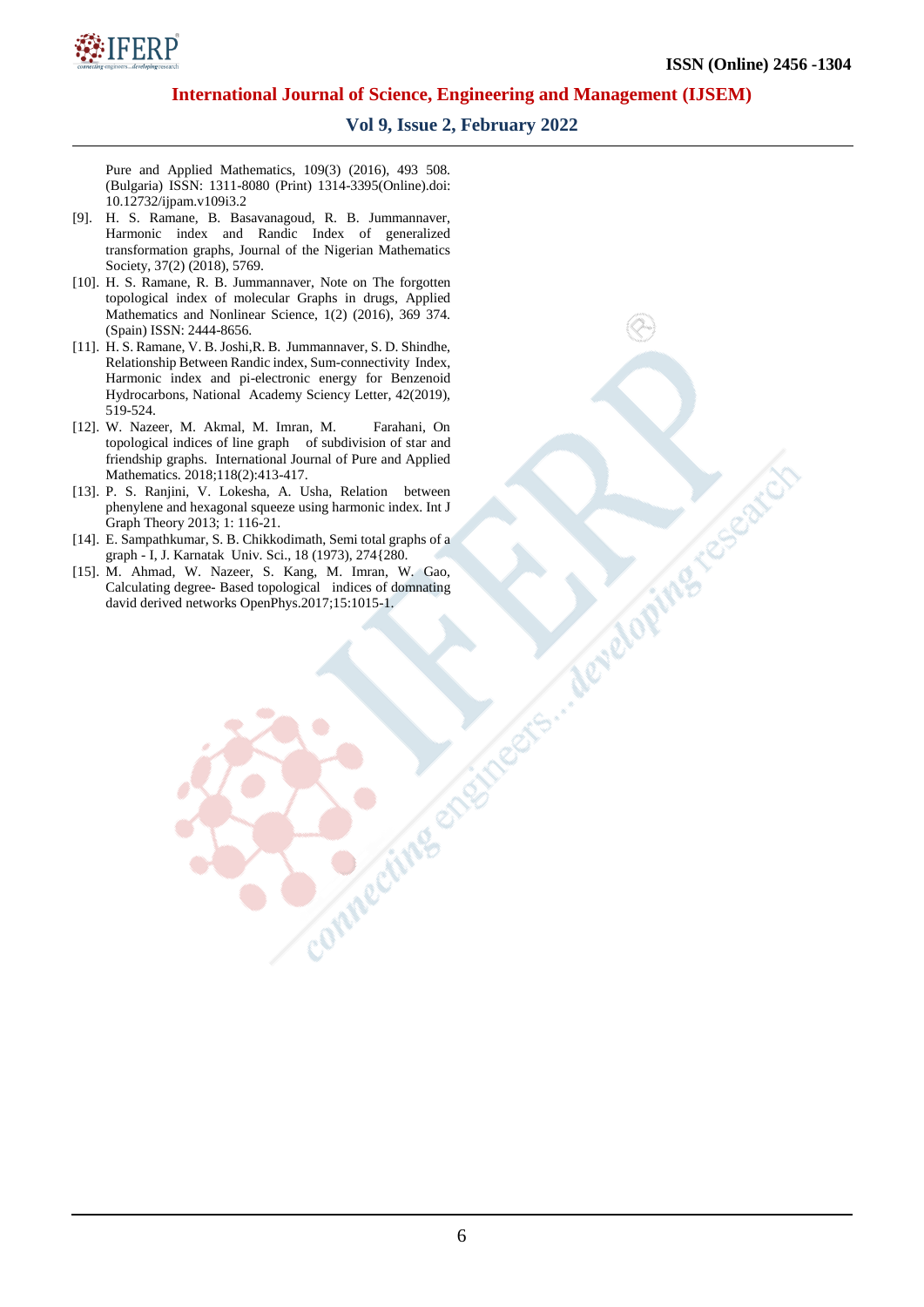Pure and Applied Mathematics, 109(3) (2016), 493 508. (Bulgaria) ISSN: 1311-8080 (Print) 1314-3395(Online).doi: 10.12732/ijpam.v109i3.2

[9]. H. S. Ramane, B. Basavanagoud, R. B. Jummannaver, Harmonic index and Randic Index of generalized transformation graphs, Journal of the Nigerian Mathematics Society, 37(2) (2018), 5769.

[10]. H. S. Ramane, R. B. Jummannaver, Note on The forgotten topological index of molecular Graphs in drugs, Applied Mathematics and Nonlinear Science, 1(2) (2016), 369 374. (Spain) ISSN: 2444-8656.

[11]. H. S. Ramane, V. B. Joshi,R. B. Jummannaver, S. D. Shindhe, Relationship Between Randic index, Sum-connectivity Index, Harmonic index and pi-electronic energy for Benzenoid Hydrocarbons, National Academy Sciency Letter, 42(2019), 519-524.

[12]. W. Nazeer, M. Akmal, M. Imran, M. Farahani, On topological indices of line graph of subdivision of star and friendship graphs. International Journal of Pure and Applied Mathematics. 2018;118(2):413-417.

[13]. P. S. Ranjini, V. Lokesha, A. Usha, Relation between phenylene and hexagonal squeeze using harmonic index. Int J Graph Theory 2013; 1: 116-21.

[14]. E. Sampathkumar, S. B. Chikkodimath, Semi total graphs of a graph - I, J. Karnatak Univ. Sci., 18 (1973), 274{280.

[15]. M. Ahmad, W. Nazeer, S. Kang, M. Imran, W. Gao, Calculating degree- Based topological indices of domnating david derived networks OpenPhys.2017;15:1015-1.